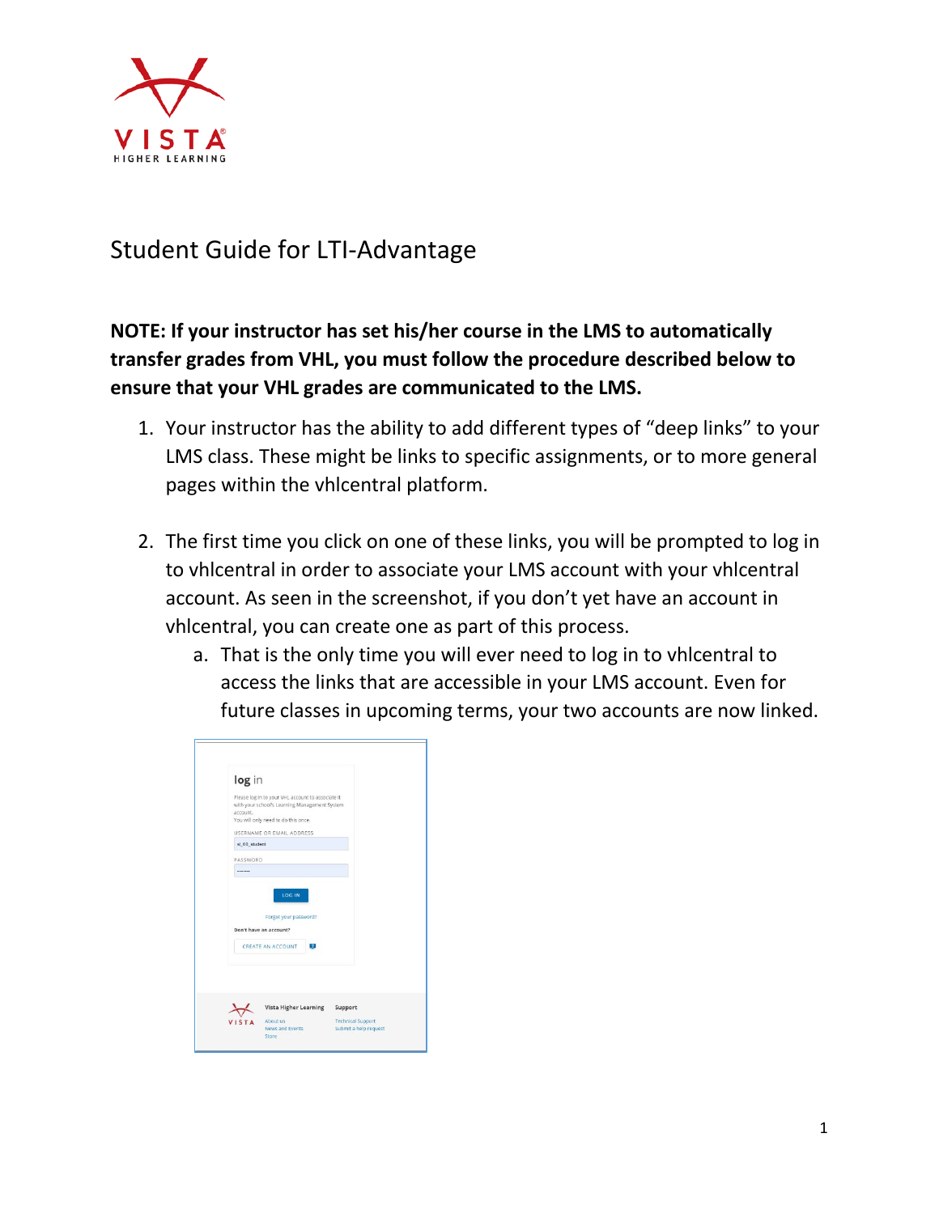# Student Guide for LTI-Advantage

**NOTE: If your instructor has set his/her course in the LMS to automatically transfer grades from VHL, you must follow the procedure described below to ensure that your VHL grades are communicated to the LMS.**

1. Your instructor has the ability to add different types of "deep links" to your LMS class. These might be links to specific assignments, or to more general pages within the vhlcentral platform.

2. The first time you click on one of these links, you will be prompted to log in to vhlcentral in order to associate your LMS account with your vhlcentral account. As seen in the screenshot, if you don't yet have an account in vhlcentral, you can create one as part of this process.
   a. That is the only time you will ever need to log in to vhlcentral to access the links that are accessible in your LMS account. Even for future classes in upcoming terms, your two accounts are now linked.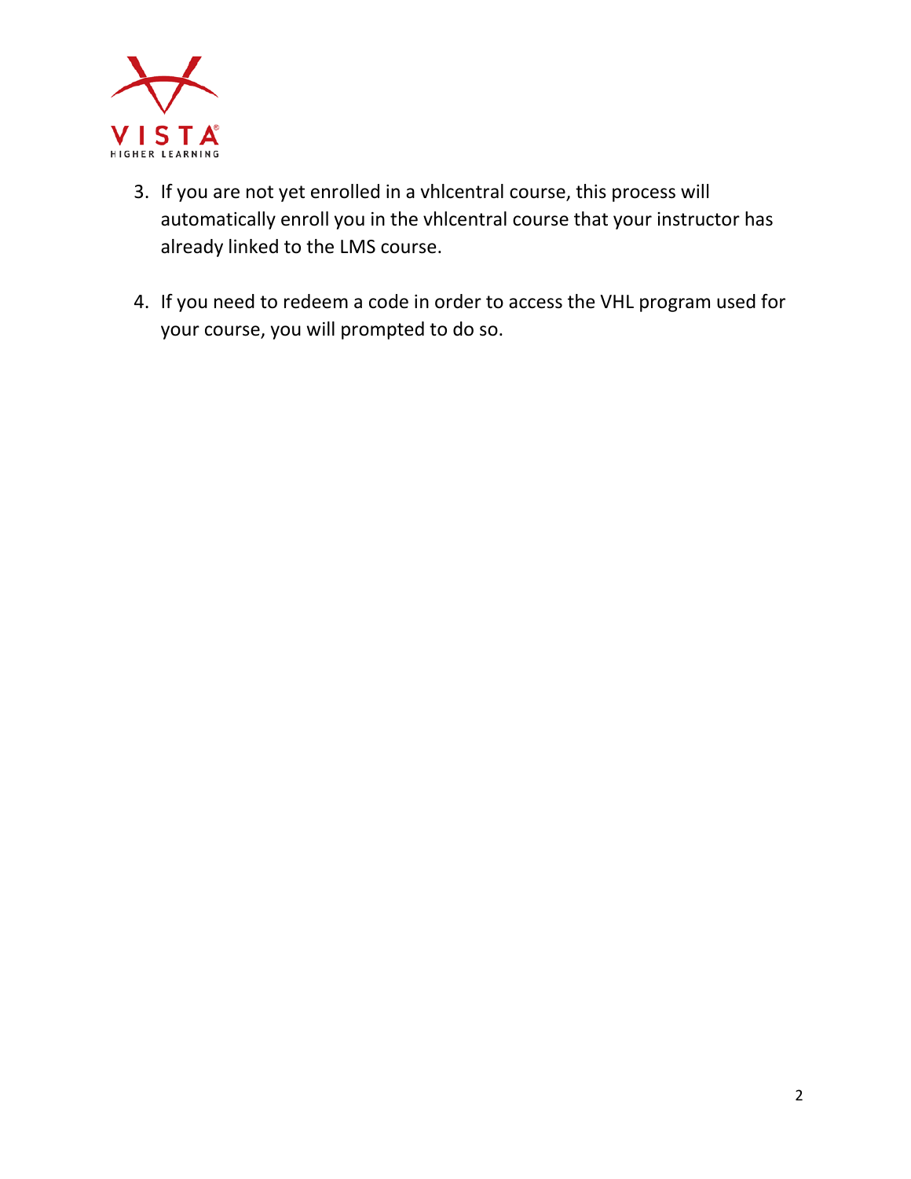3. If you are not yet enrolled in a vhlcentral course, this process will automatically enroll you in the vhlcentral course that your instructor has already linked to the LMS course.

4. If you need to redeem a code in order to access the VHL program used for your course, you will prompted to do so.